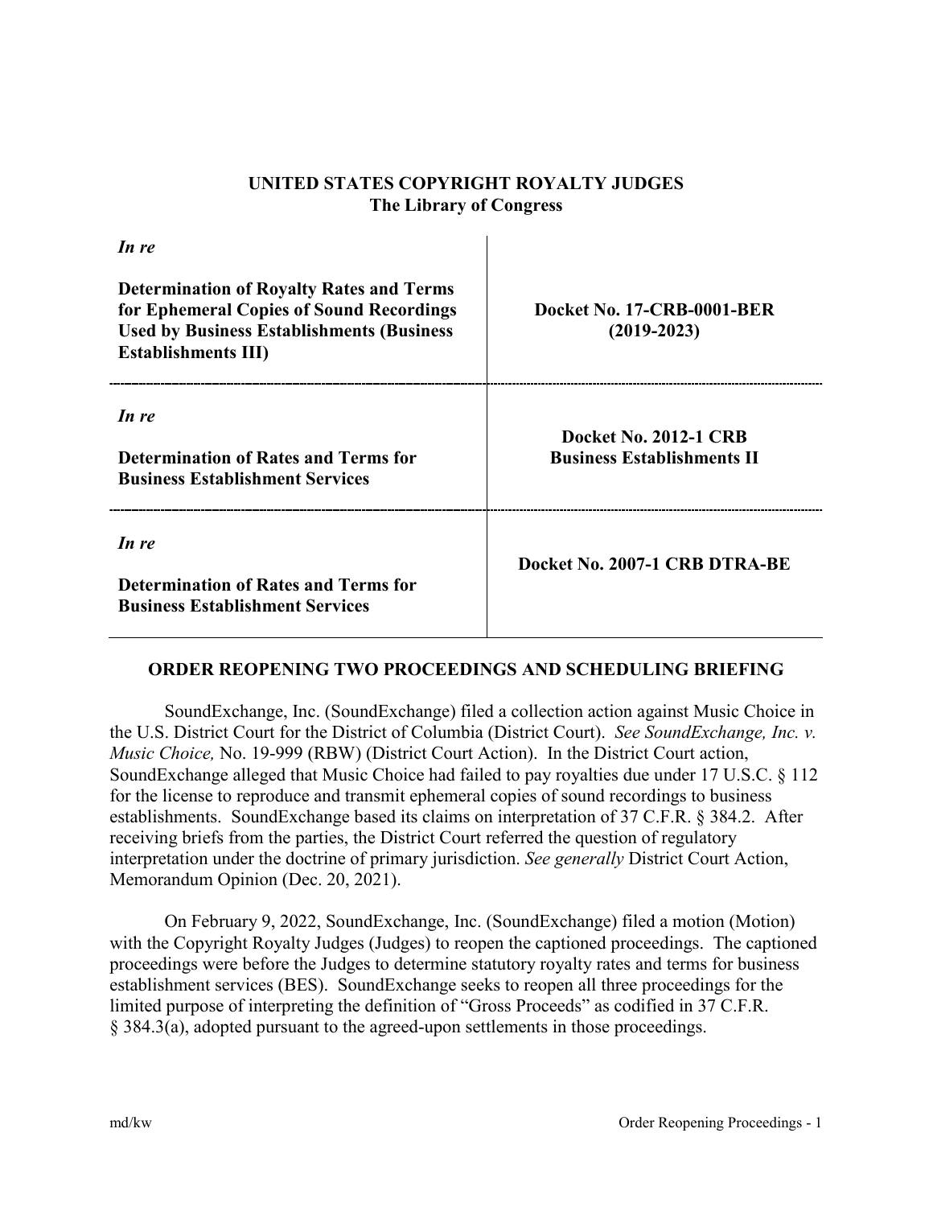**UNITED STATES COPYRIGHT ROYALTY JUDGES**
**The Library of Congress**

| | |
|---|---|
| ***In re*** <br><br> **Determination of Royalty Rates and Terms for Ephemeral Copies of Sound Recordings Used by Business Establishments (Business Establishments III)** | **Docket No. 17-CRB-0001-BER (2019-2023)** |
| ***In re*** <br><br> **Determination of Rates and Terms for Business Establishment Services** | **Docket No. 2012-1 CRB Business Establishments II** |
| ***In re*** <br><br> **Determination of Rates and Terms for Business Establishment Services** | **Docket No. 2007-1 CRB DTRA-BE** |

## ORDER REOPENING TWO PROCEEDINGS AND SCHEDULING BRIEFING

SoundExchange, Inc. (SoundExchange) filed a collection action against Music Choice in the U.S. District Court for the District of Columbia (District Court). *See SoundExchange, Inc. v. Music Choice,* No. 19-999 (RBW) (District Court Action). In the District Court action, SoundExchange alleged that Music Choice had failed to pay royalties due under 17 U.S.C. § 112 for the license to reproduce and transmit ephemeral copies of sound recordings to business establishments. SoundExchange based its claims on interpretation of 37 C.F.R. § 384.2. After receiving briefs from the parties, the District Court referred the question of regulatory interpretation under the doctrine of primary jurisdiction. *See generally* District Court Action, Memorandum Opinion (Dec. 20, 2021).

On February 9, 2022, SoundExchange, Inc. (SoundExchange) filed a motion (Motion) with the Copyright Royalty Judges (Judges) to reopen the captioned proceedings. The captioned proceedings were before the Judges to determine statutory royalty rates and terms for business establishment services (BES). SoundExchange seeks to reopen all three proceedings for the limited purpose of interpreting the definition of "Gross Proceeds" as codified in 37 C.F.R. § 384.3(a), adopted pursuant to the agreed-upon settlements in those proceedings.

md/kw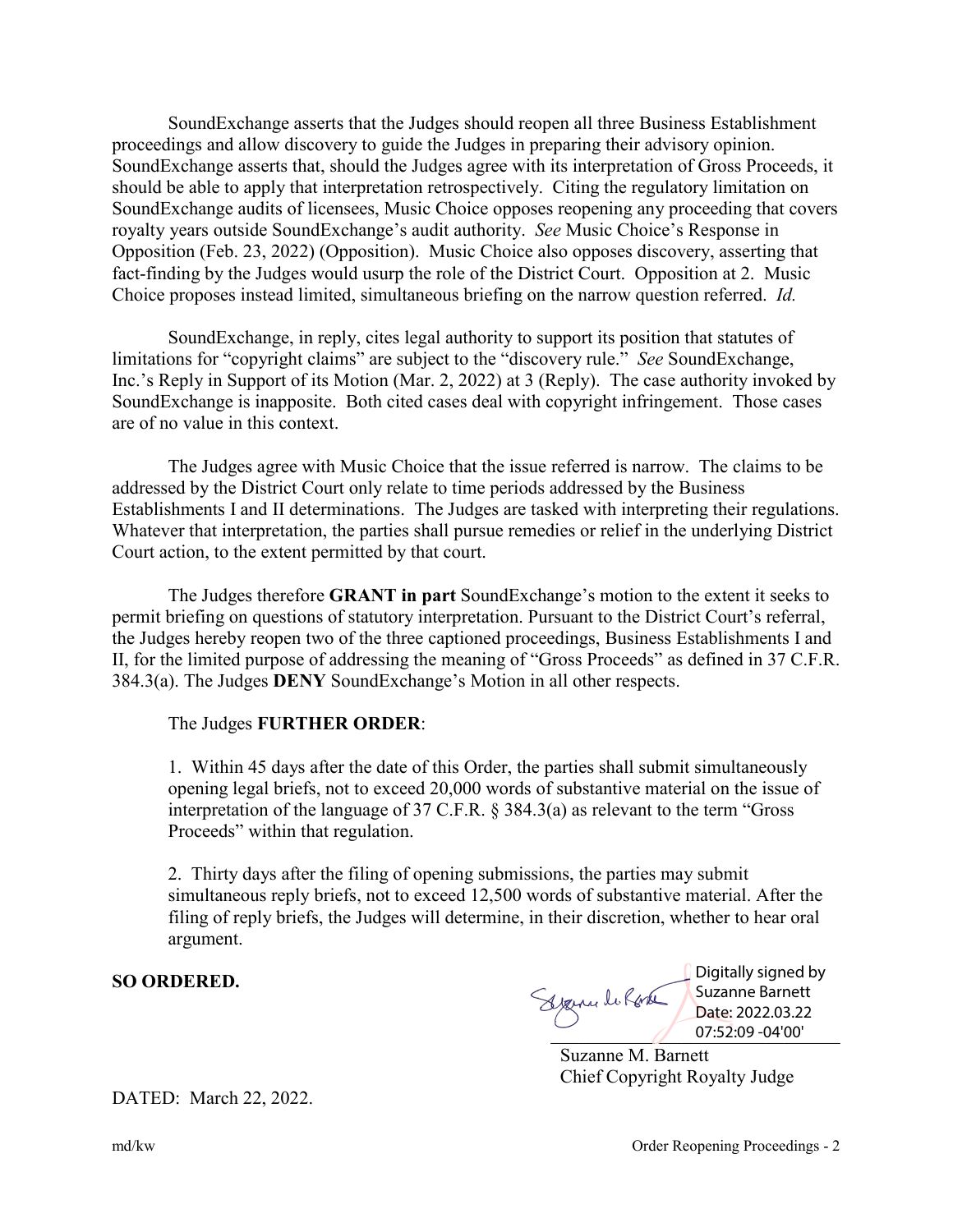SoundExchange asserts that the Judges should reopen all three Business Establishment proceedings and allow discovery to guide the Judges in preparing their advisory opinion. SoundExchange asserts that, should the Judges agree with its interpretation of Gross Proceeds, it should be able to apply that interpretation retrospectively. Citing the regulatory limitation on SoundExchange audits of licensees, Music Choice opposes reopening any proceeding that covers royalty years outside SoundExchange's audit authority. *See* Music Choice's Response in Opposition (Feb. 23, 2022) (Opposition). Music Choice also opposes discovery, asserting that fact-finding by the Judges would usurp the role of the District Court. Opposition at 2. Music Choice proposes instead limited, simultaneous briefing on the narrow question referred. *Id.*

SoundExchange, in reply, cites legal authority to support its position that statutes of limitations for "copyright claims" are subject to the "discovery rule." *See* SoundExchange, Inc.'s Reply in Support of its Motion (Mar. 2, 2022) at 3 (Reply). The case authority invoked by SoundExchange is inapposite. Both cited cases deal with copyright infringement. Those cases are of no value in this context.

The Judges agree with Music Choice that the issue referred is narrow. The claims to be addressed by the District Court only relate to time periods addressed by the Business Establishments I and II determinations. The Judges are tasked with interpreting their regulations. Whatever that interpretation, the parties shall pursue remedies or relief in the underlying District Court action, to the extent permitted by that court.

The Judges therefore **GRANT in part** SoundExchange's motion to the extent it seeks to permit briefing on questions of statutory interpretation. Pursuant to the District Court's referral, the Judges hereby reopen two of the three captioned proceedings, Business Establishments I and II, for the limited purpose of addressing the meaning of "Gross Proceeds" as defined in 37 C.F.R. 384.3(a). The Judges **DENY** SoundExchange's Motion in all other respects.

The Judges **FURTHER ORDER**:

1. Within 45 days after the date of this Order, the parties shall submit simultaneously opening legal briefs, not to exceed 20,000 words of substantive material on the issue of interpretation of the language of 37 C.F.R. § 384.3(a) as relevant to the term "Gross Proceeds" within that regulation.

2. Thirty days after the filing of opening submissions, the parties may submit simultaneous reply briefs, not to exceed 12,500 words of substantive material. After the filing of reply briefs, the Judges will determine, in their discretion, whether to hear oral argument.

**SO ORDERED.**

Digitally signed by Suzanne Barnett
Date: 2022.03.22 07:52:09 -04'00'

Suzanne M. Barnett
Chief Copyright Royalty Judge

DATED: March 22, 2022.

md/kw